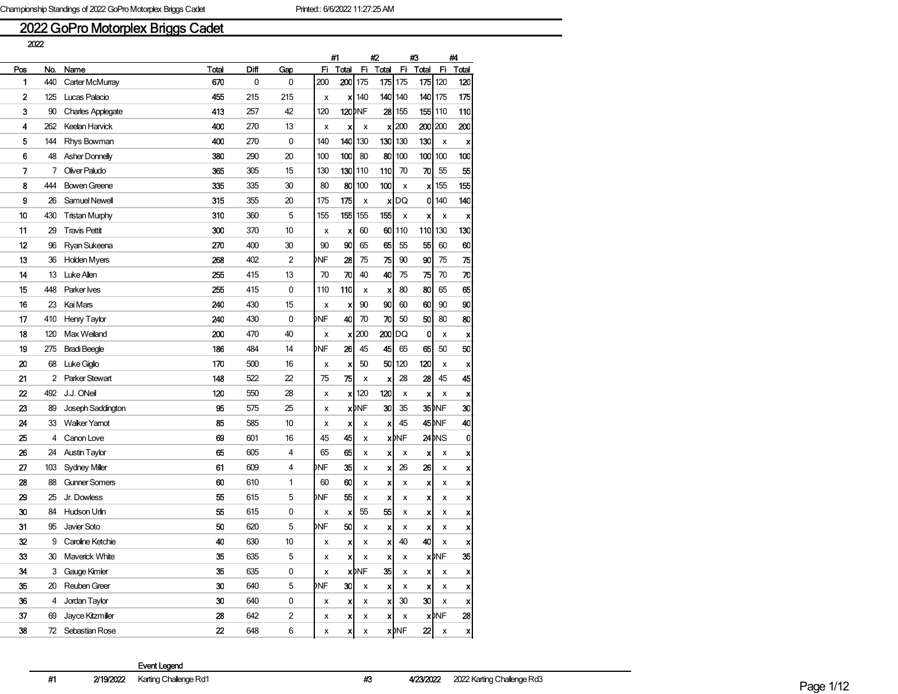# 2022 GoPro Motorplex Briggs Cadet

2022

| Pos | No. | Name | Total | Diff | Gap | #1 Fi | #1 Total | #2 Fi | #2 Total | #3 Fi | #3 Total | #4 Fi | #4 Total |
|---|---|---|---|---|---|---|---|---|---|---|---|---|---|
| 1 | 440 | Carter McMurray | 670 | 0 | 0 | 200 | 200 | 175 | 175 | 175 | 175 | 120 | 120 |
| 2 | 125 | Lucas Palacio | 455 | 215 | 215 | x | x | 140 | 140 | 140 | 140 | 175 | 175 |
| 3 | 90 | Charles Applegate | 413 | 257 | 42 | 120 | 120 | DNF | 28 | 155 | 155 | 110 | 110 |
| 4 | 262 | Keelan Harvick | 400 | 270 | 13 | x | x | x | x | 200 | 200 | 200 | 200 |
| 5 | 144 | Rhys Bowman | 400 | 270 | 0 | 140 | 140 | 130 | 130 | 130 | 130 | x | x |
| 6 | 48 | Asher Donnelly | 380 | 290 | 20 | 100 | 100 | 80 | 80 | 100 | 100 | 100 | 100 |
| 7 | 7 | Oliver Paludo | 365 | 305 | 15 | 130 | 130 | 110 | 110 | 70 | 70 | 55 | 55 |
| 8 | 444 | Bowen Greene | 335 | 335 | 30 | 80 | 80 | 100 | 100 | x | x | 155 | 155 |
| 9 | 26 | Samuel Newell | 315 | 355 | 20 | 175 | 175 | x | x | DQ | 0 | 140 | 140 |
| 10 | 430 | Tristan Murphy | 310 | 360 | 5 | 155 | 155 | 155 | 155 | x | x | x | x |
| 11 | 29 | Travis Pettit | 300 | 370 | 10 | x | x | 60 | 60 | 110 | 110 | 130 | 130 |
| 12 | 96 | Ryan Sukeena | 270 | 400 | 30 | 90 | 90 | 65 | 65 | 55 | 55 | 60 | 60 |
| 13 | 36 | Holden Myers | 268 | 402 | 2 | DNF | 28 | 75 | 75 | 90 | 90 | 75 | 75 |
| 14 | 13 | Luke Allen | 255 | 415 | 13 | 70 | 70 | 40 | 40 | 75 | 75 | 70 | 70 |
| 15 | 448 | Parker Ives | 255 | 415 | 0 | 110 | 110 | x | x | 80 | 80 | 65 | 65 |
| 16 | 23 | Kai Mars | 240 | 430 | 15 | x | x | 90 | 90 | 60 | 60 | 90 | 90 |
| 17 | 410 | Henry Taylor | 240 | 430 | 0 | DNF | 40 | 70 | 70 | 50 | 50 | 80 | 80 |
| 18 | 120 | Max Weiland | 200 | 470 | 40 | x | x | 200 | 200 | DQ | 0 | x | x |
| 19 | 275 | Bradi Beegle | 186 | 484 | 14 | DNF | 26 | 45 | 45 | 65 | 65 | 50 | 50 |
| 20 | 68 | Luke Giglio | 170 | 500 | 16 | x | x | 50 | 50 | 120 | 120 | x | x |
| 21 | 2 | Parker Stewart | 148 | 522 | 22 | 75 | 75 | x | x | 28 | 28 | 45 | 45 |
| 22 | 492 | J.J. ONeil | 120 | 550 | 28 | x | x | 120 | 120 | x | x | x | x |
| 23 | 89 | Joseph Saddington | 95 | 575 | 25 | x | x | DNF | 30 | 35 | 35 | DNF | 30 |
| 24 | 33 | Walker Yarnot | 85 | 585 | 10 | x | x | x | x | 45 | 45 | DNF | 40 |
| 25 | 4 | Canon Love | 69 | 601 | 16 | 45 | 45 | x | x | DNF | 24 | DNS | 0 |
| 26 | 24 | Austin Taylor | 65 | 605 | 4 | 65 | 65 | x | x | x | x | x | x |
| 27 | 103 | Sydney Miller | 61 | 609 | 4 | DNF | 35 | x | x | 26 | 26 | x | x |
| 28 | 88 | Gunner Somers | 60 | 610 | 1 | 60 | 60 | x | x | x | x | x | x |
| 29 | 25 | Jr. Dowless | 55 | 615 | 5 | DNF | 55 | x | x | x | x | x | x |
| 30 | 84 | Hudson Urlin | 55 | 615 | 0 | x | x | 55 | 55 | x | x | x | x |
| 31 | 95 | Javier Soto | 50 | 620 | 5 | DNF | 50 | x | x | x | x | x | x |
| 32 | 9 | Caroline Ketchie | 40 | 630 | 10 | x | x | x | x | 40 | 40 | x | x |
| 33 | 30 | Maverick White | 35 | 635 | 5 | x | x | x | x | x | x | DNF | 35 |
| 34 | 3 | Gauge Kimler | 35 | 635 | 0 | x | x | DNF | 35 | x | x | x | x |
| 35 | 20 | Reuben Greer | 30 | 640 | 5 | DNF | 30 | x | x | x | x | x | x |
| 36 | 4 | Jordan Taylor | 30 | 640 | 0 | x | x | x | x | 30 | 30 | x | x |
| 37 | 69 | Jayce Kitzmiller | 28 | 642 | 2 | x | x | x | x | x | x | DNF | 28 |
| 38 | 72 | Sebastian Rose | 22 | 648 | 6 | x | x | x | x | DNF | 22 | x | x |

**Event Legend**

| # | Date | Event | # | Date | Event |
|---|---|---|---|---|---|
| #1 | 2/19/2022 | Karting Challenge Rd1 | #3 | 4/23/2022 | 2022 Karting Challenge Rd3 |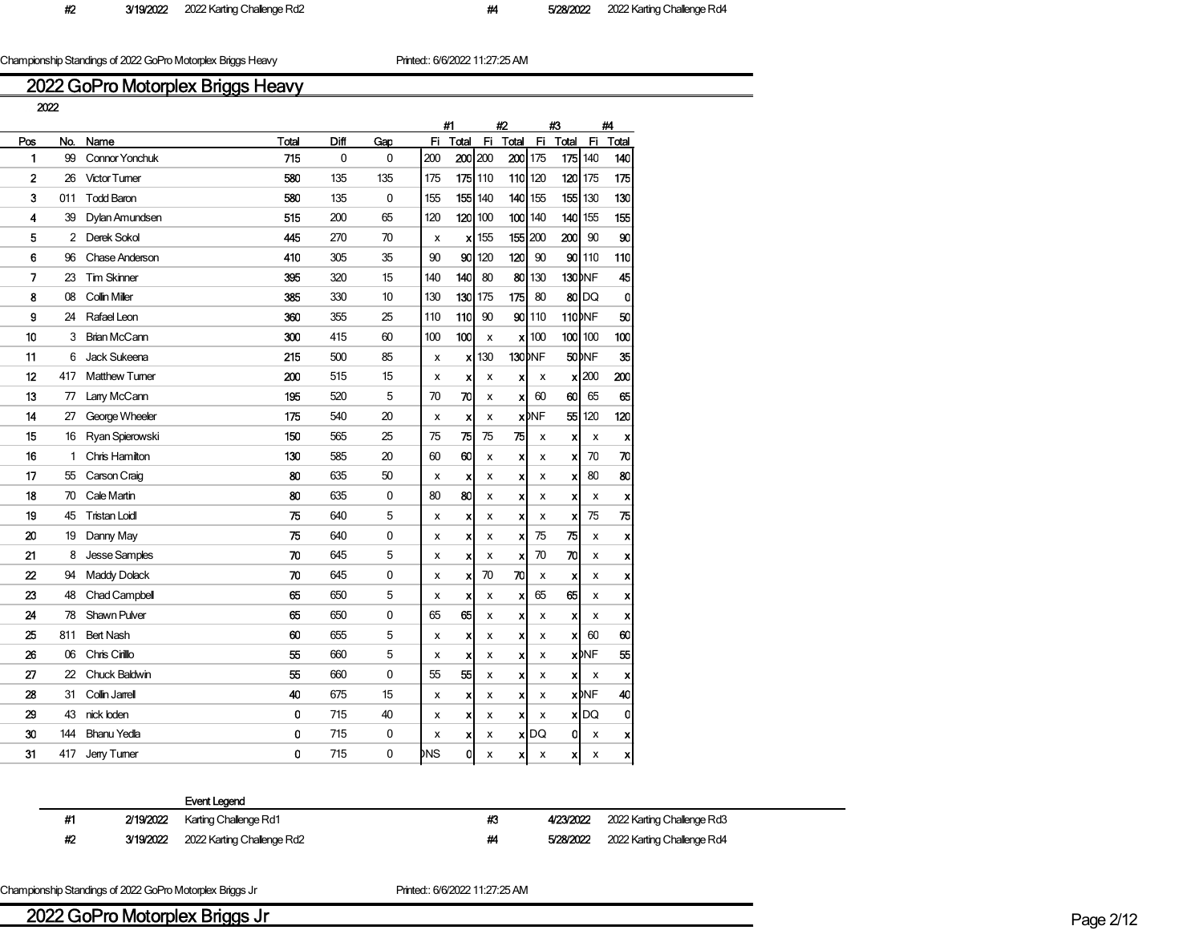| #2 | 3/19/2022 | 2022 Karting Challenge Rd2 | #4 | 5/28/2022 | 2022 Karting Challenge Rd4 |
|---|---|---|---|---|---|

Championship Standings of 2022 GoPro Motorplex Briggs Heavy    Printed:: 6/6/2022 11:27:25 AM

## 2022 GoPro Motorplex Briggs Heavy

2022

| Pos | No. | Name | Total | Diff | Gap | #1 Fi | #1 Total | #2 Fi | #2 Total | #3 Fi | #3 Total | #4 Fi | #4 Total |
|---|---|---|---|---|---|---|---|---|---|---|---|---|---|
| 1 | 99 | Connor Yonchuk | 715 | 0 | 0 | 200 | 200 | 200 | 200 | 175 | 175 | 140 | 140 |
| 2 | 26 | Victor Turner | 580 | 135 | 135 | 175 | 175 | 110 | 110 | 120 | 120 | 175 | 175 |
| 3 | 011 | Todd Baron | 580 | 135 | 0 | 155 | 155 | 140 | 140 | 155 | 155 | 130 | 130 |
| 4 | 39 | Dylan Amundsen | 515 | 200 | 65 | 120 | 120 | 100 | 100 | 140 | 140 | 155 | 155 |
| 5 | 2 | Derek Sokol | 445 | 270 | 70 | x | x | 155 | 155 | 200 | 200 | 90 | 90 |
| 6 | 96 | Chase Anderson | 410 | 305 | 35 | 90 | 90 | 120 | 120 | 90 | 90 | 110 | 110 |
| 7 | 23 | Tim Skinner | 395 | 320 | 15 | 140 | 140 | 80 | 80 | 130 | 130 | DNF | 45 |
| 8 | 08 | Collin Miller | 385 | 330 | 10 | 130 | 130 | 175 | 175 | 80 | 80 | DQ | 0 |
| 9 | 24 | Rafael Leon | 360 | 355 | 25 | 110 | 110 | 90 | 90 | 110 | 110 | DNF | 50 |
| 10 | 3 | Brian McCann | 300 | 415 | 60 | 100 | 100 | x | x | 100 | 100 | 100 | 100 |
| 11 | 6 | Jack Sukeena | 215 | 500 | 85 | x | x | 130 | 130 | DNF | 50 | DNF | 35 |
| 12 | 417 | Matthew Turner | 200 | 515 | 15 | x | x | x | x | x | x | 200 | 200 |
| 13 | 77 | Larry McCann | 195 | 520 | 5 | 70 | 70 | x | x | 60 | 60 | 65 | 65 |
| 14 | 27 | George Wheeler | 175 | 540 | 20 | x | x | x | x | DNF | 55 | 120 | 120 |
| 15 | 16 | Ryan Spierowski | 150 | 565 | 25 | 75 | 75 | 75 | 75 | x | x | x | x |
| 16 | 1 | Chris Hamilton | 130 | 585 | 20 | 60 | 60 | x | x | x | x | 70 | 70 |
| 17 | 55 | Carson Craig | 80 | 635 | 50 | x | x | x | x | x | x | 80 | 80 |
| 18 | 70 | Cale Martin | 80 | 635 | 0 | 80 | 80 | x | x | x | x | x | x |
| 19 | 45 | Tristan Loidl | 75 | 640 | 5 | x | x | x | x | x | x | 75 | 75 |
| 20 | 19 | Danny May | 75 | 640 | 0 | x | x | x | x | 75 | 75 | x | x |
| 21 | 8 | Jesse Samples | 70 | 645 | 5 | x | x | x | x | 70 | 70 | x | x |
| 22 | 94 | Maddy Dolack | 70 | 645 | 0 | x | x | 70 | 70 | x | x | x | x |
| 23 | 48 | Chad Campbell | 65 | 650 | 5 | x | x | x | x | 65 | 65 | x | x |
| 24 | 78 | Shawn Pulver | 65 | 650 | 0 | 65 | 65 | x | x | x | x | x | x |
| 25 | 811 | Bert Nash | 60 | 655 | 5 | x | x | x | x | x | x | 60 | 60 |
| 26 | 06 | Chris Cirillo | 55 | 660 | 5 | x | x | x | x | x | x | DNF | 55 |
| 27 | 22 | Chuck Baldwin | 55 | 660 | 0 | 55 | 55 | x | x | x | x | x | x |
| 28 | 31 | Collin Jarrell | 40 | 675 | 15 | x | x | x | x | x | x | DNF | 40 |
| 29 | 43 | nick loden | 0 | 715 | 40 | x | x | x | x | x | x | DQ | 0 |
| 30 | 144 | Bhanu Yedla | 0 | 715 | 0 | x | x | x | x | DQ | 0 | x | x |
| 31 | 417 | Jerry Turner | 0 | 715 | 0 | DNS | 0 | x | x | x | x | x | x |

Event Legend

| # | Date | Event | # | Date | Event |
|---|---|---|---|---|---|
| #1 | 2/19/2022 | Karting Challenge Rd1 | #3 | 4/23/2022 | 2022 Karting Challenge Rd3 |
| #2 | 3/19/2022 | 2022 Karting Challenge Rd2 | #4 | 5/28/2022 | 2022 Karting Challenge Rd4 |

Championship Standings of 2022 GoPro Motorplex Briggs Jr    Printed:: 6/6/2022 11:27:25 AM

## 2022 GoPro Motorplex Briggs Jr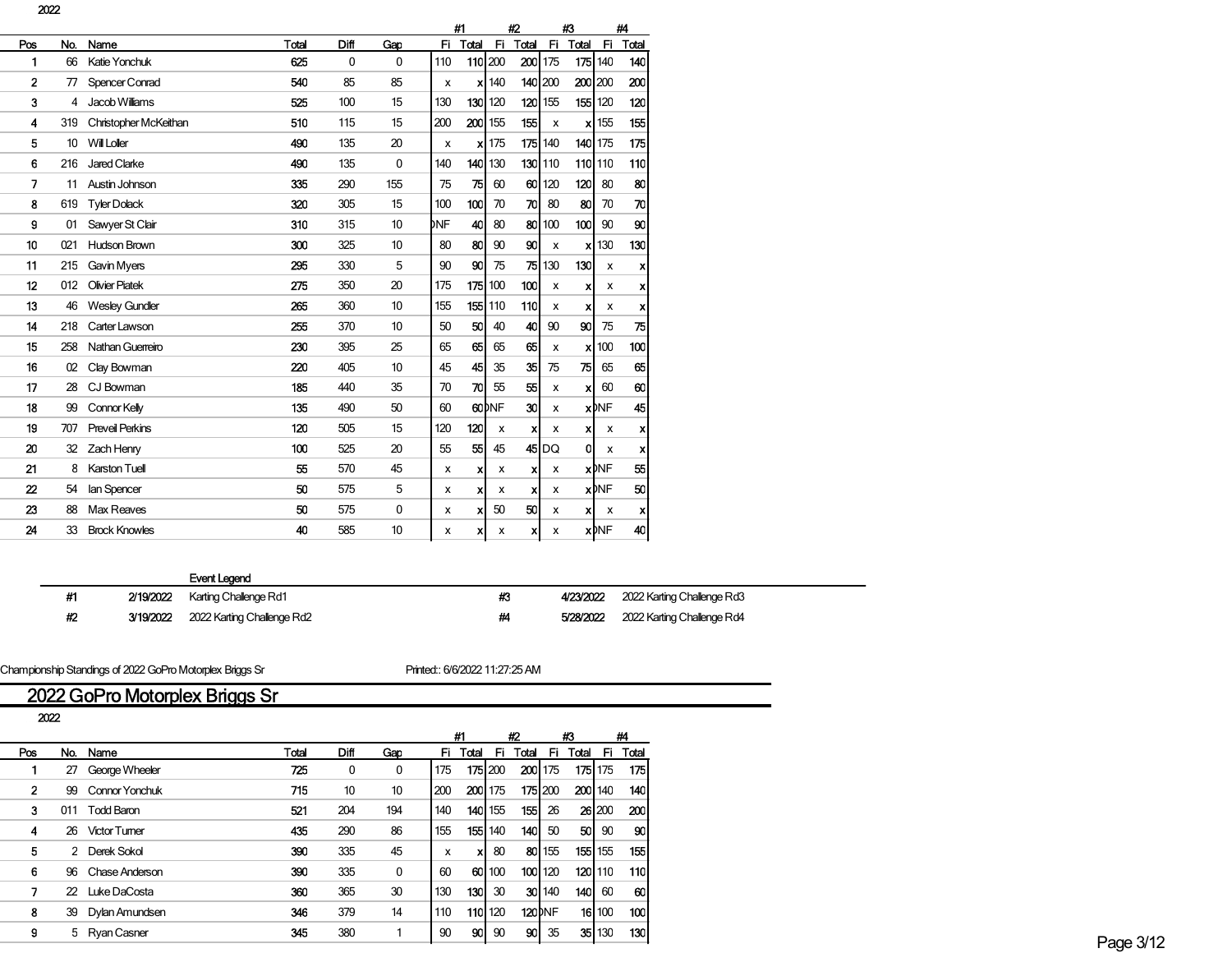2022

| Pos | No. | Name | Total | Diff | Gap | #1 Fi | #1 Total | #2 Fi | #2 Total | #3 Fi | #3 Total | #4 Fi | #4 Total |
|---|---|---|---|---|---|---|---|---|---|---|---|---|---|
| 1 | 66 | Katie Yonchuk | 625 | 0 | 0 | 110 | 110 | 200 | 200 | 175 | 175 | 140 | 140 |
| 2 | 77 | Spencer Conrad | 540 | 85 | 85 | x | x | 140 | 140 | 200 | 200 | 200 | 200 |
| 3 | 4 | Jacob Williams | 525 | 100 | 15 | 130 | 130 | 120 | 120 | 155 | 155 | 120 | 120 |
| 4 | 319 | Christopher McKeithan | 510 | 115 | 15 | 200 | 200 | 155 | 155 | x | x | 155 | 155 |
| 5 | 10 | Will Loller | 490 | 135 | 20 | x | x | 175 | 175 | 140 | 140 | 175 | 175 |
| 6 | 216 | Jared Clarke | 490 | 135 | 0 | 140 | 140 | 130 | 130 | 110 | 110 | 110 | 110 |
| 7 | 11 | Austin Johnson | 335 | 290 | 155 | 75 | 75 | 60 | 60 | 120 | 120 | 80 | 80 |
| 8 | 619 | Tyler Dolack | 320 | 305 | 15 | 100 | 100 | 70 | 70 | 80 | 80 | 70 | 70 |
| 9 | 01 | Sawyer St Clair | 310 | 315 | 10 | DNF | 40 | 80 | 80 | 100 | 100 | 90 | 90 |
| 10 | 021 | Hudson Brown | 300 | 325 | 10 | 80 | 80 | 90 | 90 | x | x | 130 | 130 |
| 11 | 215 | Gavin Myers | 295 | 330 | 5 | 90 | 90 | 75 | 75 | 130 | 130 | x | x |
| 12 | 012 | Olivier Piatek | 275 | 350 | 20 | 175 | 175 | 100 | 100 | x | x | x | x |
| 13 | 46 | Wesley Gundler | 265 | 360 | 10 | 155 | 155 | 110 | 110 | x | x | x | x |
| 14 | 218 | Carter Lawson | 255 | 370 | 10 | 50 | 50 | 40 | 40 | 90 | 90 | 75 | 75 |
| 15 | 258 | Nathan Guerreiro | 230 | 395 | 25 | 65 | 65 | 65 | 65 | x | x | 100 | 100 |
| 16 | 02 | Clay Bowman | 220 | 405 | 10 | 45 | 45 | 35 | 35 | 75 | 75 | 65 | 65 |
| 17 | 28 | CJ Bowman | 185 | 440 | 35 | 70 | 70 | 55 | 55 | x | x | 60 | 60 |
| 18 | 99 | Connor Kelly | 135 | 490 | 50 | 60 | 60 | DNF | 30 | x | x | DNF | 45 |
| 19 | 707 | Preveil Perkins | 120 | 505 | 15 | 120 | 120 | x | x | x | x | x | x |
| 20 | 32 | Zach Henry | 100 | 525 | 20 | 55 | 55 | 45 | 45 | DQ | 0 | x | x |
| 21 | 8 | Karston Tuell | 55 | 570 | 45 | x | x | x | x | x | x | DNF | 55 |
| 22 | 54 | Ian Spencer | 50 | 575 | 5 | x | x | x | x | x | x | DNF | 50 |
| 23 | 88 | Max Reaves | 50 | 575 | 0 | x | x | 50 | 50 | x | x | x | x |
| 24 | 33 | Brock Knowles | 40 | 585 | 10 | x | x | x | x | x | x | DNF | 40 |

Event Legend

| # | Date | Event | # | Date | Event |
|---|---|---|---|---|---|
| #1 | 2/19/2022 | Karting Challenge Rd1 | #3 | 4/23/2022 | 2022 Karting Challenge Rd3 |
| #2 | 3/19/2022 | 2022 Karting Challenge Rd2 | #4 | 5/28/2022 | 2022 Karting Challenge Rd4 |

Championship Standings of 2022 GoPro Motorplex Briggs Sr Printed:: 6/6/2022 11:27:25 AM

## 2022 GoPro Motorplex Briggs Sr

2022

| Pos | No. | Name | Total | Diff | Gap | #1 Fi | #1 Total | #2 Fi | #2 Total | #3 Fi | #3 Total | #4 Fi | #4 Total |
|---|---|---|---|---|---|---|---|---|---|---|---|---|---|
| 1 | 27 | George Wheeler | 725 | 0 | 0 | 175 | 175 | 200 | 200 | 175 | 175 | 175 | 175 |
| 2 | 99 | Connor Yonchuk | 715 | 10 | 10 | 200 | 200 | 175 | 175 | 200 | 200 | 140 | 140 |
| 3 | 011 | Todd Baron | 521 | 204 | 194 | 140 | 140 | 155 | 155 | 26 | 26 | 200 | 200 |
| 4 | 26 | Victor Turner | 435 | 290 | 86 | 155 | 155 | 140 | 140 | 50 | 50 | 90 | 90 |
| 5 | 2 | Derek Sokol | 390 | 335 | 45 | x | x | 80 | 80 | 155 | 155 | 155 | 155 |
| 6 | 96 | Chase Anderson | 390 | 335 | 0 | 60 | 60 | 100 | 100 | 120 | 120 | 110 | 110 |
| 7 | 22 | Luke DaCosta | 360 | 365 | 30 | 130 | 130 | 30 | 30 | 140 | 140 | 60 | 60 |
| 8 | 39 | Dylan Amundsen | 346 | 379 | 14 | 110 | 110 | 120 | 120 | DNF | 16 | 100 | 100 |
| 9 | 5 | Ryan Casner | 345 | 380 | 1 | 90 | 90 | 90 | 90 | 35 | 35 | 130 | 130 |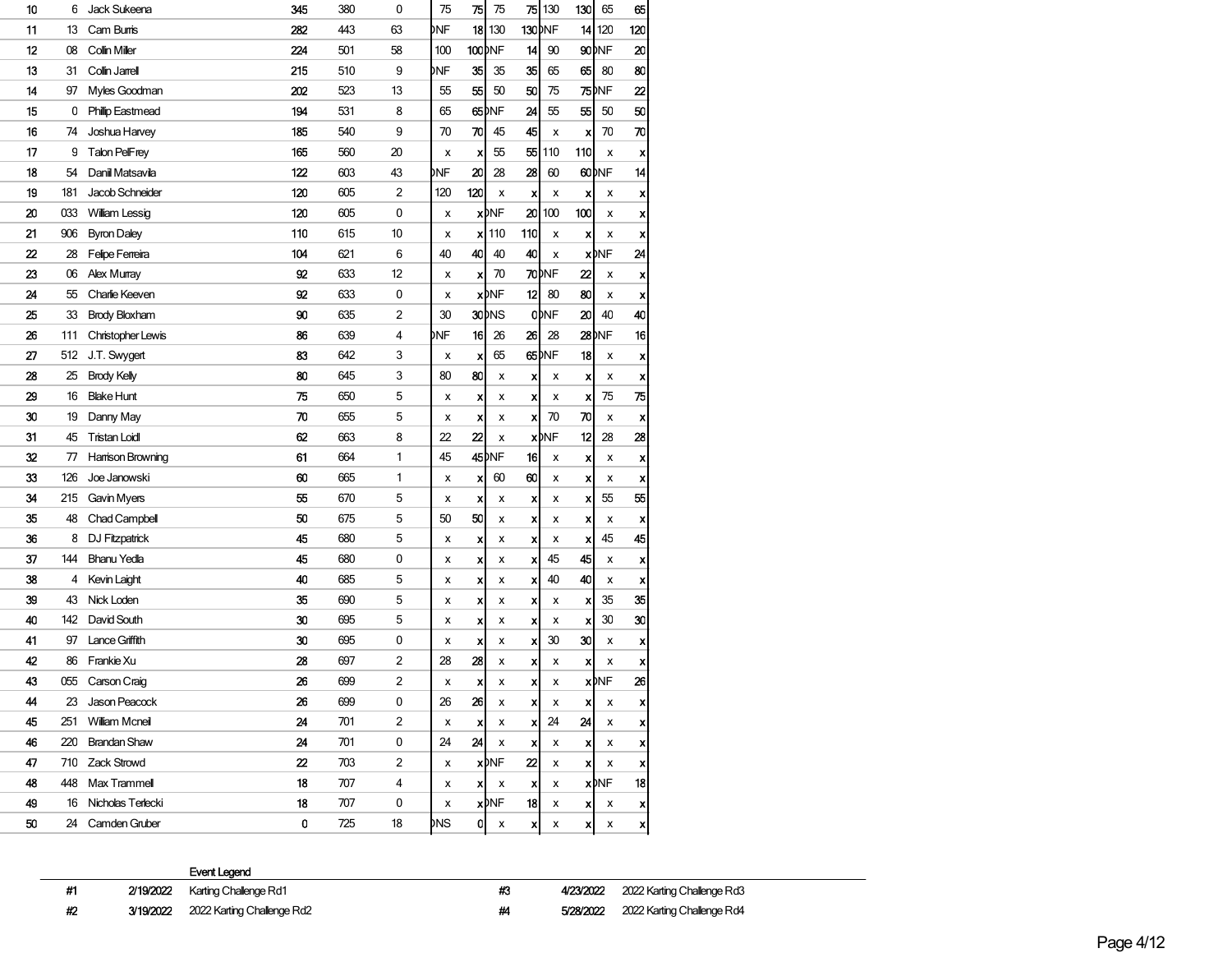| Pos | No. | Name | Points | Behind | Diff | #1 | | #2 | | #3 | | #4 | |
|---|---|---|---|---|---|---|---|---|---|---|---|---|---|
| 10 | 6 | Jack Sukeena | 345 | 380 | 0 | 75 | 75 | 75 | 75 | 130 | 130 | 65 | 65 |
| 11 | 13 | Cam Burris | 282 | 443 | 63 | DNF | 18 | 130 | 130 | DNF | 14 | 120 | 120 |
| 12 | 08 | Collin Miller | 224 | 501 | 58 | 100 | 100 | DNF | 14 | 90 | 90 | DNF | 20 |
| 13 | 31 | Collin Jarrell | 215 | 510 | 9 | DNF | 35 | 35 | 35 | 65 | 65 | 80 | 80 |
| 14 | 97 | Myles Goodman | 202 | 523 | 13 | 55 | 55 | 50 | 50 | 75 | 75 | DNF | 22 |
| 15 | 0 | Philip Eastmead | 194 | 531 | 8 | 65 | 65 | DNF | 24 | 55 | 55 | 50 | 50 |
| 16 | 74 | Joshua Harvey | 185 | 540 | 9 | 70 | 70 | 45 | 45 | x | x | 70 | 70 |
| 17 | 9 | Talon PelFrey | 165 | 560 | 20 | x | x | 55 | 55 | 110 | 110 | x | x |
| 18 | 54 | Daniil Matsavila | 122 | 603 | 43 | DNF | 20 | 28 | 28 | 60 | 60 | DNF | 14 |
| 19 | 181 | Jacob Schneider | 120 | 605 | 2 | 120 | 120 | x | x | x | x | x | x |
| 20 | 033 | William Lessig | 120 | 605 | 0 | x | x | DNF | 20 | 100 | 100 | x | x |
| 21 | 906 | Byron Daley | 110 | 615 | 10 | x | x | 110 | 110 | x | x | x | x |
| 22 | 28 | Felipe Ferreira | 104 | 621 | 6 | 40 | 40 | 40 | 40 | x | x | DNF | 24 |
| 23 | 06 | Alex Murray | 92 | 633 | 12 | x | x | 70 | 70 | DNF | 22 | x | x |
| 24 | 55 | Charlie Keeven | 92 | 633 | 0 | x | x | DNF | 12 | 80 | 80 | x | x |
| 25 | 33 | Brody Bloxham | 90 | 635 | 2 | 30 | 30 | DNS | 0 | DNF | 20 | 40 | 40 |
| 26 | 111 | Christopher Lewis | 86 | 639 | 4 | DNF | 16 | 26 | 26 | 28 | 28 | DNF | 16 |
| 27 | 512 | J.T. Swygert | 83 | 642 | 3 | x | x | 65 | 65 | DNF | 18 | x | x |
| 28 | 25 | Brody Kelly | 80 | 645 | 3 | 80 | 80 | x | x | x | x | x | x |
| 29 | 16 | Blake Hunt | 75 | 650 | 5 | x | x | x | x | x | x | 75 | 75 |
| 30 | 19 | Danny May | 70 | 655 | 5 | x | x | x | x | 70 | 70 | x | x |
| 31 | 45 | Tristan Loidl | 62 | 663 | 8 | 22 | 22 | x | x | DNF | 12 | 28 | 28 |
| 32 | 77 | Harrison Browning | 61 | 664 | 1 | 45 | 45 | DNF | 16 | x | x | x | x |
| 33 | 126 | Joe Janowski | 60 | 665 | 1 | x | x | 60 | 60 | x | x | x | x |
| 34 | 215 | Gavin Myers | 55 | 670 | 5 | x | x | x | x | x | x | 55 | 55 |
| 35 | 48 | Chad Campbell | 50 | 675 | 5 | 50 | 50 | x | x | x | x | x | x |
| 36 | 8 | DJ Fitzpatrick | 45 | 680 | 5 | x | x | x | x | x | x | 45 | 45 |
| 37 | 144 | Bhanu Yedla | 45 | 680 | 0 | x | x | x | x | 45 | 45 | x | x |
| 38 | 4 | Kevin Laight | 40 | 685 | 5 | x | x | x | x | 40 | 40 | x | x |
| 39 | 43 | Nick Loden | 35 | 690 | 5 | x | x | x | x | x | x | 35 | 35 |
| 40 | 142 | David South | 30 | 695 | 5 | x | x | x | x | x | x | 30 | 30 |
| 41 | 97 | Lance Griffith | 30 | 695 | 0 | x | x | x | x | 30 | 30 | x | x |
| 42 | 86 | Frankie Xu | 28 | 697 | 2 | 28 | 28 | x | x | x | x | x | x |
| 43 | 055 | Carson Craig | 26 | 699 | 2 | x | x | x | x | x | x | DNF | 26 |
| 44 | 23 | Jason Peacock | 26 | 699 | 0 | 26 | 26 | x | x | x | x | x | x |
| 45 | 251 | William Mcneil | 24 | 701 | 2 | x | x | x | x | 24 | 24 | x | x |
| 46 | 220 | Brandan Shaw | 24 | 701 | 0 | 24 | 24 | x | x | x | x | x | x |
| 47 | 710 | Zack Strowd | 22 | 703 | 2 | x | x | DNF | 22 | x | x | x | x |
| 48 | 448 | Max Trammell | 18 | 707 | 4 | x | x | x | x | x | x | DNF | 18 |
| 49 | 16 | Nicholas Terlecki | 18 | 707 | 0 | x | x | DNF | 18 | x | x | x | x |
| 50 | 24 | Camden Gruber | 0 | 725 | 18 | DNS | 0 | x | x | x | x | x | x |

**Event Legend**

| # | Date | Event | # | Date | Event |
|---|---|---|---|---|---|
| #1 | 2/19/2022 | Karting Challenge Rd1 | #3 | 4/23/2022 | 2022 Karting Challenge Rd3 |
| #2 | 3/19/2022 | 2022 Karting Challenge Rd2 | #4 | 5/28/2022 | 2022 Karting Challenge Rd4 |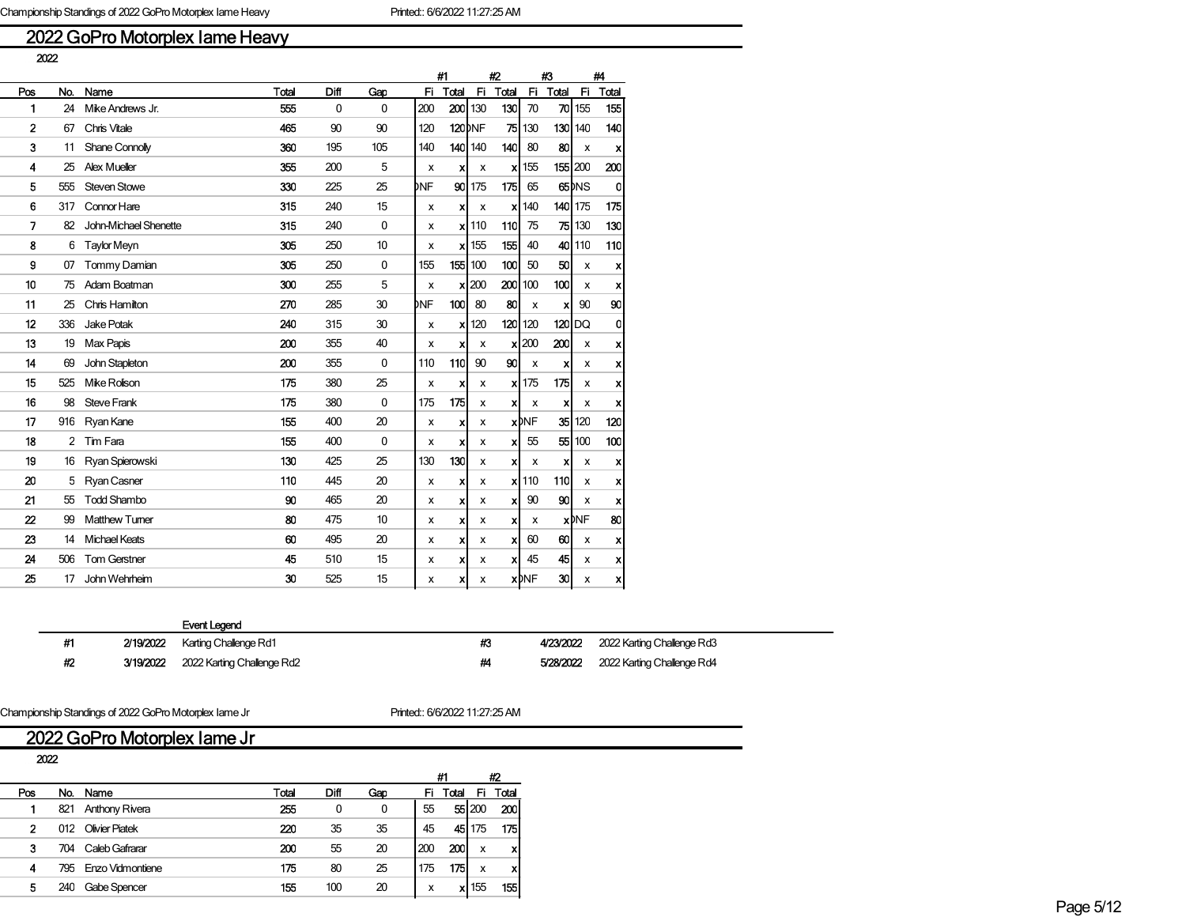## 2022 GoPro Motorplex Iame Heavy

2022

| Pos | No. | Name | Total | Diff | Gap | #1 Fi | #1 Total | #2 Fi | #2 Total | #3 Fi | #3 Total | #4 Fi | #4 Total |
|---|---|---|---|---|---|---|---|---|---|---|---|---|---|
| 1 | 24 | Mike Andrews Jr. | 555 | 0 | 0 | 200 | 200 | 130 | 130 | 70 | 70 | 155 | 155 |
| 2 | 67 | Chris Vitale | 465 | 90 | 90 | 120 | 120 | DNF | 75 | 130 | 130 | 140 | 140 |
| 3 | 11 | Shane Connolly | 360 | 195 | 105 | 140 | 140 | 140 | 140 | 80 | 80 | x | x |
| 4 | 25 | Alex Mueller | 355 | 200 | 5 | x | x | x | x | 155 | 155 | 200 | 200 |
| 5 | 555 | Steven Stowe | 330 | 225 | 25 | DNF | 90 | 175 | 175 | 65 | 65 | DNS | 0 |
| 6 | 317 | Connor Hare | 315 | 240 | 15 | x | x | x | x | 140 | 140 | 175 | 175 |
| 7 | 82 | John-Michael Shenette | 315 | 240 | 0 | x | x | 110 | 110 | 75 | 75 | 130 | 130 |
| 8 | 6 | Taylor Meyn | 305 | 250 | 10 | x | x | 155 | 155 | 40 | 40 | 110 | 110 |
| 9 | 07 | Tommy Damian | 305 | 250 | 0 | 155 | 155 | 100 | 100 | 50 | 50 | x | x |
| 10 | 75 | Adam Boatman | 300 | 255 | 5 | x | x | 200 | 200 | 100 | 100 | x | x |
| 11 | 25 | Chris Hamilton | 270 | 285 | 30 | DNF | 100 | 80 | 80 | x | x | 90 | 90 |
| 12 | 336 | Jake Potak | 240 | 315 | 30 | x | x | 120 | 120 | 120 | 120 | DQ | 0 |
| 13 | 19 | Max Papis | 200 | 355 | 40 | x | x | x | x | 200 | 200 | x | x |
| 14 | 69 | John Stapleton | 200 | 355 | 0 | 110 | 110 | 90 | 90 | x | x | x | x |
| 15 | 525 | Mike Rolison | 175 | 380 | 25 | x | x | x | x | 175 | 175 | x | x |
| 16 | 98 | Steve Frank | 175 | 380 | 0 | 175 | 175 | x | x | x | x | x | x |
| 17 | 916 | Ryan Kane | 155 | 400 | 20 | x | x | x | x | DNF | 35 | 120 | 120 |
| 18 | 2 | Tim Fara | 155 | 400 | 0 | x | x | x | x | 55 | 55 | 100 | 100 |
| 19 | 16 | Ryan Spierowski | 130 | 425 | 25 | 130 | 130 | x | x | x | x | x | x |
| 20 | 5 | Ryan Casner | 110 | 445 | 20 | x | x | x | x | 110 | 110 | x | x |
| 21 | 55 | Todd Shambo | 90 | 465 | 20 | x | x | x | x | 90 | 90 | x | x |
| 22 | 99 | Matthew Turner | 80 | 475 | 10 | x | x | x | x | x | x | DNF | 80 |
| 23 | 14 | Michael Keats | 60 | 495 | 20 | x | x | x | x | 60 | 60 | x | x |
| 24 | 506 | Tom Gerstner | 45 | 510 | 15 | x | x | x | x | 45 | 45 | x | x |
| 25 | 17 | John Wehrheim | 30 | 525 | 15 | x | x | x | x | DNF | 30 | x | x |

**Event Legend**

| # | Date | Event |
|---|---|---|
| #1 | 2/19/2022 | Karting Challenge Rd1 |
| #2 | 3/19/2022 | 2022 Karting Challenge Rd2 |
| #3 | 4/23/2022 | 2022 Karting Challenge Rd3 |
| #4 | 5/28/2022 | 2022 Karting Challenge Rd4 |

## 2022 GoPro Motorplex Iame Jr

2022

| Pos | No. | Name | Total | Diff | Gap | #1 Fi | #1 Total | #2 Fi | #2 Total |
|---|---|---|---|---|---|---|---|---|---|
| 1 | 821 | Anthony Rivera | 255 | 0 | 0 | 55 | 55 | 200 | 200 |
| 2 | 012 | Olivier Piatek | 220 | 35 | 35 | 45 | 45 | 175 | 175 |
| 3 | 704 | Caleb Gafrarar | 200 | 55 | 20 | 200 | 200 | x | x |
| 4 | 795 | Enzo Vidmontiene | 175 | 80 | 25 | 175 | 175 | x | x |
| 5 | 240 | Gabe Spencer | 155 | 100 | 20 | x | x | 155 | 155 |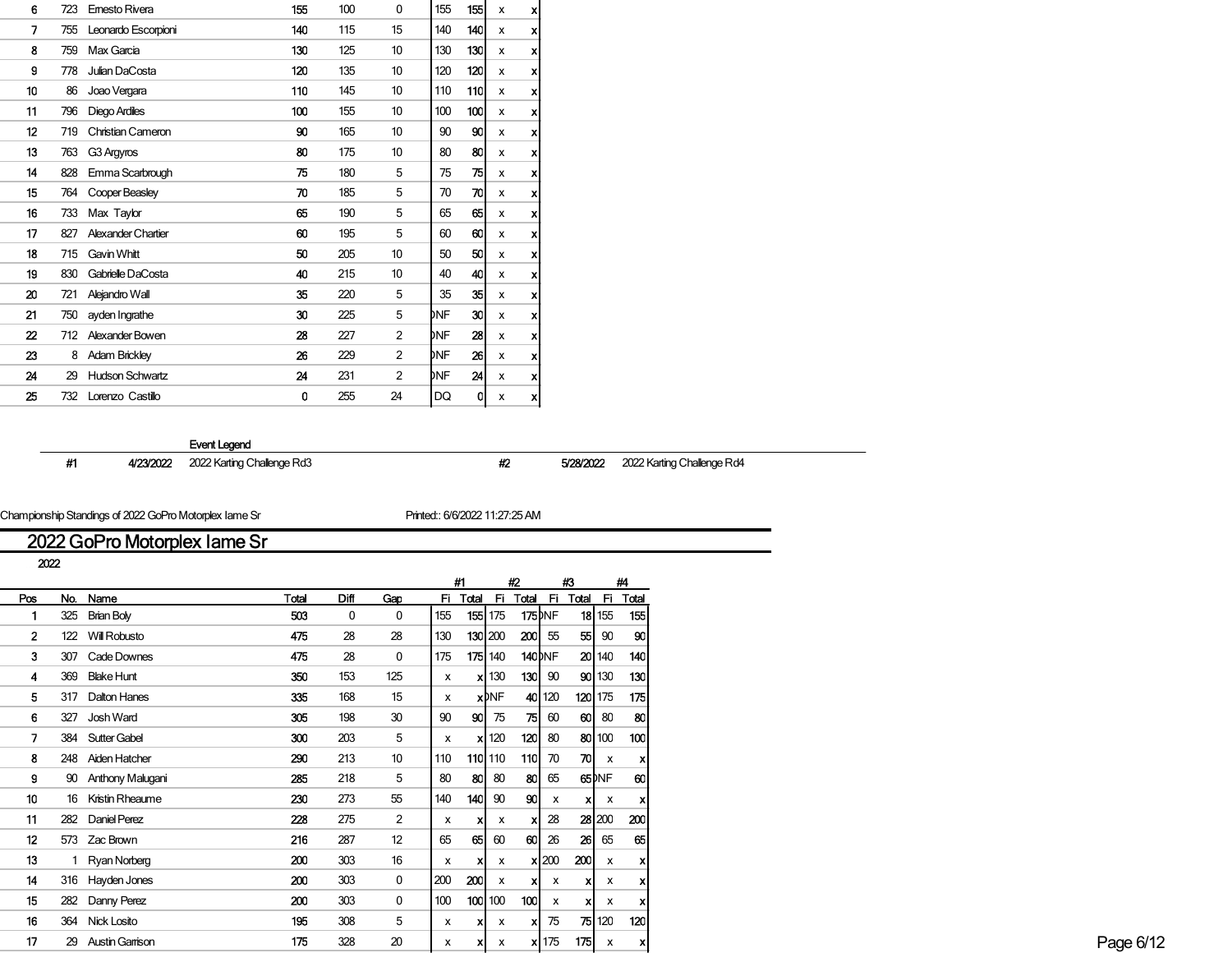| Pos | No. | Name | Total | Diff | Gap | #1 Fi | #1 Total | #2 Fi | #2 Total |
|---|---|---|---|---|---|---|---|---|---|
| 6 | 723 | Ernesto Rivera | 155 | 100 | 0 | 155 | 155 | x | x |
| 7 | 755 | Leonardo Escorpioni | 140 | 115 | 15 | 140 | 140 | x | x |
| 8 | 759 | Max Garcia | 130 | 125 | 10 | 130 | 130 | x | x |
| 9 | 778 | Julian DaCosta | 120 | 135 | 10 | 120 | 120 | x | x |
| 10 | 86 | Joao Vergara | 110 | 145 | 10 | 110 | 110 | x | x |
| 11 | 796 | Diego Ardiles | 100 | 155 | 10 | 100 | 100 | x | x |
| 12 | 719 | Christian Cameron | 90 | 165 | 10 | 90 | 90 | x | x |
| 13 | 763 | G3 Argyros | 80 | 175 | 10 | 80 | 80 | x | x |
| 14 | 828 | Emma Scarbrough | 75 | 180 | 5 | 75 | 75 | x | x |
| 15 | 764 | Cooper Beasley | 70 | 185 | 5 | 70 | 70 | x | x |
| 16 | 733 | Max Taylor | 65 | 190 | 5 | 65 | 65 | x | x |
| 17 | 827 | Alexander Chartier | 60 | 195 | 5 | 60 | 60 | x | x |
| 18 | 715 | Gavin Whitt | 50 | 205 | 10 | 50 | 50 | x | x |
| 19 | 830 | Gabrielle DaCosta | 40 | 215 | 10 | 40 | 40 | x | x |
| 20 | 721 | Alejandro Wall | 35 | 220 | 5 | 35 | 35 | x | x |
| 21 | 750 | ayden Ingrathe | 30 | 225 | 5 | DNF | 30 | x | x |
| 22 | 712 | Alexander Bowen | 28 | 227 | 2 | DNF | 28 | x | x |
| 23 | 8 | Adam Brickley | 26 | 229 | 2 | DNF | 26 | x | x |
| 24 | 29 | Hudson Schwartz | 24 | 231 | 2 | DNF | 24 | x | x |
| 25 | 732 | Lorenzo Castillo | 0 | 255 | 24 | DQ | 0 | x | x |

**Event Legend**

| # | Date | Event | # | Date | Event |
|---|---|---|---|---|---|
| #1 | 4/23/2022 | 2022 Karting Challenge Rd3 | #2 | 5/28/2022 | 2022 Karting Challenge Rd4 |

Championship Standings of 2022 GoPro Motorplex Iame Sr — Printed:: 6/6/2022 11:27:25 AM

## 2022 GoPro Motorplex Iame Sr

2022

| Pos | No. | Name | Total | Diff | Gap | #1 Fi | #1 Total | #2 Fi | #2 Total | #3 Fi | #3 Total | #4 Fi | #4 Total |
|---|---|---|---|---|---|---|---|---|---|---|---|---|---|
| 1 | 325 | Brian Boly | 503 | 0 | 0 | 155 | 155 | 175 | 175 | DNF | 18 | 155 | 155 |
| 2 | 122 | Will Robusto | 475 | 28 | 28 | 130 | 130 | 200 | 200 | 55 | 55 | 90 | 90 |
| 3 | 307 | Cade Downes | 475 | 28 | 0 | 175 | 175 | 140 | 140 | DNF | 20 | 140 | 140 |
| 4 | 369 | Blake Hunt | 350 | 153 | 125 | x | x | 130 | 130 | 90 | 90 | 130 | 130 |
| 5 | 317 | Dalton Hanes | 335 | 168 | 15 | x | x | DNF | 40 | 120 | 120 | 175 | 175 |
| 6 | 327 | Josh Ward | 305 | 198 | 30 | 90 | 90 | 75 | 75 | 60 | 60 | 80 | 80 |
| 7 | 384 | Sutter Gabel | 300 | 203 | 5 | x | x | 120 | 120 | 80 | 80 | 100 | 100 |
| 8 | 248 | Aiden Hatcher | 290 | 213 | 10 | 110 | 110 | 110 | 110 | 70 | 70 | x | x |
| 9 | 90 | Anthony Malugani | 285 | 218 | 5 | 80 | 80 | 80 | 80 | 65 | 65 | DNF | 60 |
| 10 | 16 | Kristin Rheaume | 230 | 273 | 55 | 140 | 140 | 90 | 90 | x | x | x | x |
| 11 | 282 | Daniel Perez | 228 | 275 | 2 | x | x | x | x | 28 | 28 | 200 | 200 |
| 12 | 573 | Zac Brown | 216 | 287 | 12 | 65 | 65 | 60 | 60 | 26 | 26 | 65 | 65 |
| 13 | 1 | Ryan Norberg | 200 | 303 | 16 | x | x | x | x | 200 | 200 | x | x |
| 14 | 316 | Hayden Jones | 200 | 303 | 0 | 200 | 200 | x | x | x | x | x | x |
| 15 | 282 | Danny Perez | 200 | 303 | 0 | 100 | 100 | 100 | 100 | x | x | x | x |
| 16 | 364 | Nick Losito | 195 | 308 | 5 | x | x | x | x | 75 | 75 | 120 | 120 |
| 17 | 29 | Austin Garrison | 175 | 328 | 20 | x | x | x | x | 175 | 175 | x | x |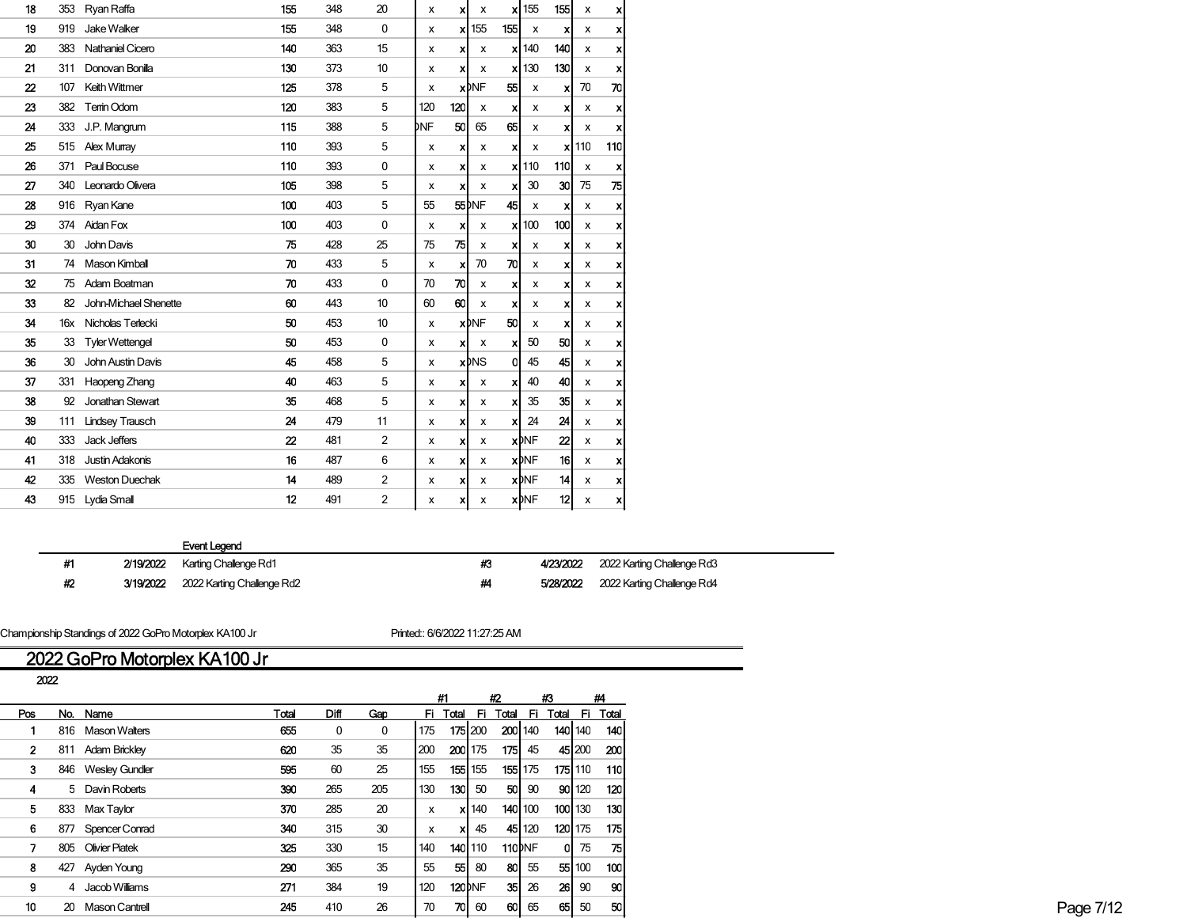| Pos | No. | Name | Total | Diff | Gap | #1 Fi | #1 Total | #2 Fi | #2 Total | #3 Fi | #3 Total | #4 Fi | #4 Total |
|---|---|---|---|---|---|---|---|---|---|---|---|---|---|
| 18 | 353 | Ryan Raffa | 155 | 348 | 20 | x | x | x | x | 155 | 155 | x | x |
| 19 | 919 | Jake Walker | 155 | 348 | 0 | x | x | 155 | 155 | x | x | x | x |
| 20 | 383 | Nathaniel Cicero | 140 | 363 | 15 | x | x | x | x | 140 | 140 | x | x |
| 21 | 311 | Donovan Bonilla | 130 | 373 | 10 | x | x | x | x | 130 | 130 | x | x |
| 22 | 107 | Keith Wittmer | 125 | 378 | 5 | x | x | DNF | 55 | x | x | 70 | 70 |
| 23 | 382 | Terrin Odom | 120 | 383 | 5 | 120 | 120 | x | x | x | x | x | x |
| 24 | 333 | J.P. Mangrum | 115 | 388 | 5 | DNF | 50 | 65 | 65 | x | x | x | x |
| 25 | 515 | Alex Murray | 110 | 393 | 5 | x | x | x | x | x | x | 110 | 110 |
| 26 | 371 | Paul Bocuse | 110 | 393 | 0 | x | x | x | x | 110 | 110 | x | x |
| 27 | 340 | Leonardo Olivera | 105 | 398 | 5 | x | x | x | x | 30 | 30 | 75 | 75 |
| 28 | 916 | Ryan Kane | 100 | 403 | 5 | 55 | 55 | DNF | 45 | x | x | x | x |
| 29 | 374 | Aidan Fox | 100 | 403 | 0 | x | x | x | x | 100 | 100 | x | x |
| 30 | 30 | John Davis | 75 | 428 | 25 | 75 | 75 | x | x | x | x | x | x |
| 31 | 74 | Mason Kimball | 70 | 433 | 5 | x | x | 70 | 70 | x | x | x | x |
| 32 | 75 | Adam Boatman | 70 | 433 | 0 | 70 | 70 | x | x | x | x | x | x |
| 33 | 82 | John-Michael Shenette | 60 | 443 | 10 | 60 | 60 | x | x | x | x | x | x |
| 34 | 16x | Nicholas Terlecki | 50 | 453 | 10 | x | x | DNF | 50 | x | x | x | x |
| 35 | 33 | Tyler Wettengel | 50 | 453 | 0 | x | x | x | x | 50 | 50 | x | x |
| 36 | 30 | John Austin Davis | 45 | 458 | 5 | x | x | DNS | 0 | 45 | 45 | x | x |
| 37 | 331 | Haopeng Zhang | 40 | 463 | 5 | x | x | x | x | 40 | 40 | x | x |
| 38 | 92 | Jonathan Stewart | 35 | 468 | 5 | x | x | x | x | 35 | 35 | x | x |
| 39 | 111 | Lindsey Trausch | 24 | 479 | 11 | x | x | x | x | 24 | 24 | x | x |
| 40 | 333 | Jack Jeffers | 22 | 481 | 2 | x | x | x | x | DNF | 22 | x | x |
| 41 | 318 | Justin Adakonis | 16 | 487 | 6 | x | x | x | x | DNF | 16 | x | x |
| 42 | 335 | Weston Duechak | 14 | 489 | 2 | x | x | x | x | DNF | 14 | x | x |
| 43 | 915 | Lydia Small | 12 | 491 | 2 | x | x | x | x | DNF | 12 | x | x |

**Event Legend**

| # | Date | Event | # | Date | Event |
|---|---|---|---|---|---|
| #1 | 2/19/2022 | Karting Challenge Rd1 | #3 | 4/23/2022 | 2022 Karting Challenge Rd3 |
| #2 | 3/19/2022 | 2022 Karting Challenge Rd2 | #4 | 5/28/2022 | 2022 Karting Challenge Rd4 |

Championship Standings of 2022 GoPro Motorplex KA100 Jr — Printed:: 6/6/2022 11:27:25 AM

# 2022 GoPro Motorplex KA100 Jr

2022

| Pos | No. | Name | Total | Diff | Gap | #1 Fi | #1 Total | #2 Fi | #2 Total | #3 Fi | #3 Total | #4 Fi | #4 Total |
|---|---|---|---|---|---|---|---|---|---|---|---|---|---|
| 1 | 816 | Mason Walters | 655 | 0 | 0 | 175 | 175 | 200 | 200 | 140 | 140 | 140 | 140 |
| 2 | 811 | Adam Brickley | 620 | 35 | 35 | 200 | 200 | 175 | 175 | 45 | 45 | 200 | 200 |
| 3 | 846 | Wesley Gundler | 595 | 60 | 25 | 155 | 155 | 155 | 155 | 175 | 175 | 110 | 110 |
| 4 | 5 | Davin Roberts | 390 | 265 | 205 | 130 | 130 | 50 | 50 | 90 | 90 | 120 | 120 |
| 5 | 833 | Max Taylor | 370 | 285 | 20 | x | x | 140 | 140 | 100 | 100 | 130 | 130 |
| 6 | 877 | Spencer Conrad | 340 | 315 | 30 | x | x | 45 | 45 | 120 | 120 | 175 | 175 |
| 7 | 805 | Olivier Piatek | 325 | 330 | 15 | 140 | 140 | 110 | 110 | DNF | 0 | 75 | 75 |
| 8 | 427 | Ayden Young | 290 | 365 | 35 | 55 | 55 | 80 | 80 | 55 | 55 | 100 | 100 |
| 9 | 4 | Jacob Williams | 271 | 384 | 19 | 120 | 120 | DNF | 35 | 26 | 26 | 90 | 90 |
| 10 | 20 | Mason Cantrell | 245 | 410 | 26 | 70 | 70 | 60 | 60 | 65 | 65 | 50 | 50 |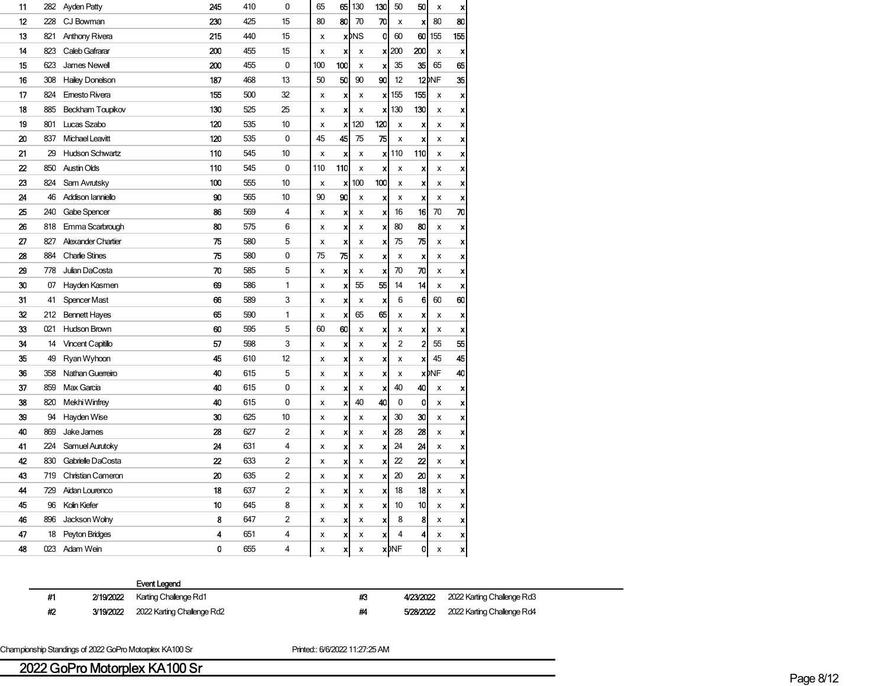| Pos | No. | Name | Points | Behind | Gap | #1 | #1 | #2 | #2 | #3 | #3 | #4 | #4 |
|---|---|---|---|---|---|---|---|---|---|---|---|---|---|
| 11 | 282 | Ayden Patty | 245 | 410 | 0 | 65 | 65 | 130 | 130 | 50 | 50 | x | x |
| 12 | 228 | CJ Bowman | 230 | 425 | 15 | 80 | 80 | 70 | 70 | x | x | 80 | 80 |
| 13 | 821 | Anthony Rivera | 215 | 440 | 15 | x | x | DNS | 0 | 60 | 60 | 155 | 155 |
| 14 | 823 | Caleb Gafrarar | 200 | 455 | 15 | x | x | x | x | 200 | 200 | x | x |
| 15 | 623 | James Newell | 200 | 455 | 0 | 100 | 100 | x | x | 35 | 35 | 65 | 65 |
| 16 | 308 | Hailey Donelson | 187 | 468 | 13 | 50 | 50 | 90 | 90 | 12 | 12 | DNF | 35 |
| 17 | 824 | Ernesto Rivera | 155 | 500 | 32 | x | x | x | x | 155 | 155 | x | x |
| 18 | 885 | Beckham Toupikov | 130 | 525 | 25 | x | x | x | x | 130 | 130 | x | x |
| 19 | 801 | Lucas Szabo | 120 | 535 | 10 | x | x | 120 | 120 | x | x | x | x |
| 20 | 837 | Michael Leavitt | 120 | 535 | 0 | 45 | 45 | 75 | 75 | x | x | x | x |
| 21 | 29 | Hudson Schwartz | 110 | 545 | 10 | x | x | x | x | 110 | 110 | x | x |
| 22 | 850 | Austin Olds | 110 | 545 | 0 | 110 | 110 | x | x | x | x | x | x |
| 23 | 824 | Sam Avrutsky | 100 | 555 | 10 | x | x | 100 | 100 | x | x | x | x |
| 24 | 46 | Addison Ianniello | 90 | 565 | 10 | 90 | 90 | x | x | x | x | x | x |
| 25 | 240 | Gabe Spencer | 86 | 569 | 4 | x | x | x | x | 16 | 16 | 70 | 70 |
| 26 | 818 | Emma Scarbrough | 80 | 575 | 6 | x | x | x | x | 80 | 80 | x | x |
| 27 | 827 | Alexander Chartier | 75 | 580 | 5 | x | x | x | x | 75 | 75 | x | x |
| 28 | 884 | Charlie Stines | 75 | 580 | 0 | 75 | 75 | x | x | x | x | x | x |
| 29 | 778 | Julian DaCosta | 70 | 585 | 5 | x | x | x | x | 70 | 70 | x | x |
| 30 | 07 | Hayden Kasmen | 69 | 586 | 1 | x | x | 55 | 55 | 14 | 14 | x | x |
| 31 | 41 | Spencer Mast | 66 | 589 | 3 | x | x | x | x | 6 | 6 | 60 | 60 |
| 32 | 212 | Bennett Hayes | 65 | 590 | 1 | x | x | 65 | 65 | x | x | x | x |
| 33 | 021 | Hudson Brown | 60 | 595 | 5 | 60 | 60 | x | x | x | x | x | x |
| 34 | 14 | Vincent Capitillo | 57 | 598 | 3 | x | x | x | x | 2 | 2 | 55 | 55 |
| 35 | 49 | Ryan Wyhoon | 45 | 610 | 12 | x | x | x | x | x | x | 45 | 45 |
| 36 | 358 | Nathan Guerreiro | 40 | 615 | 5 | x | x | x | x | x | x | DNF | 40 |
| 37 | 859 | Max Garcia | 40 | 615 | 0 | x | x | x | x | 40 | 40 | x | x |
| 38 | 820 | Mekhi Winfrey | 40 | 615 | 0 | x | x | 40 | 40 | 0 | 0 | x | x |
| 39 | 94 | Hayden Wise | 30 | 625 | 10 | x | x | x | x | 30 | 30 | x | x |
| 40 | 869 | Jake James | 28 | 627 | 2 | x | x | x | x | 28 | 28 | x | x |
| 41 | 224 | Samuel Aurutoky | 24 | 631 | 4 | x | x | x | x | 24 | 24 | x | x |
| 42 | 830 | Gabrielle DaCosta | 22 | 633 | 2 | x | x | x | x | 22 | 22 | x | x |
| 43 | 719 | Christian Cameron | 20 | 635 | 2 | x | x | x | x | 20 | 20 | x | x |
| 44 | 729 | Aidan Lourenco | 18 | 637 | 2 | x | x | x | x | 18 | 18 | x | x |
| 45 | 96 | Kolin Kiefer | 10 | 645 | 8 | x | x | x | x | 10 | 10 | x | x |
| 46 | 896 | Jackson Wolny | 8 | 647 | 2 | x | x | x | x | 8 | 8 | x | x |
| 47 | 18 | Peyton Bridges | 4 | 651 | 4 | x | x | x | x | 4 | 4 | x | x |
| 48 | 023 | Adam Wein | 0 | 655 | 4 | x | x | x | x | DNF | 0 | x | x |

**Event Legend**

| # | Date | Event | # | Date | Event |
|---|---|---|---|---|---|
| #1 | 2/19/2022 | Karting Challenge Rd1 | #3 | 4/23/2022 | 2022 Karting Challenge Rd3 |
| #2 | 3/19/2022 | 2022 Karting Challenge Rd2 | #4 | 5/28/2022 | 2022 Karting Challenge Rd4 |

Championship Standings of 2022 GoPro Motorplex KA100 Sr    Printed:: 6/6/2022 11:27:25 AM

## 2022 GoPro Motorplex KA100 Sr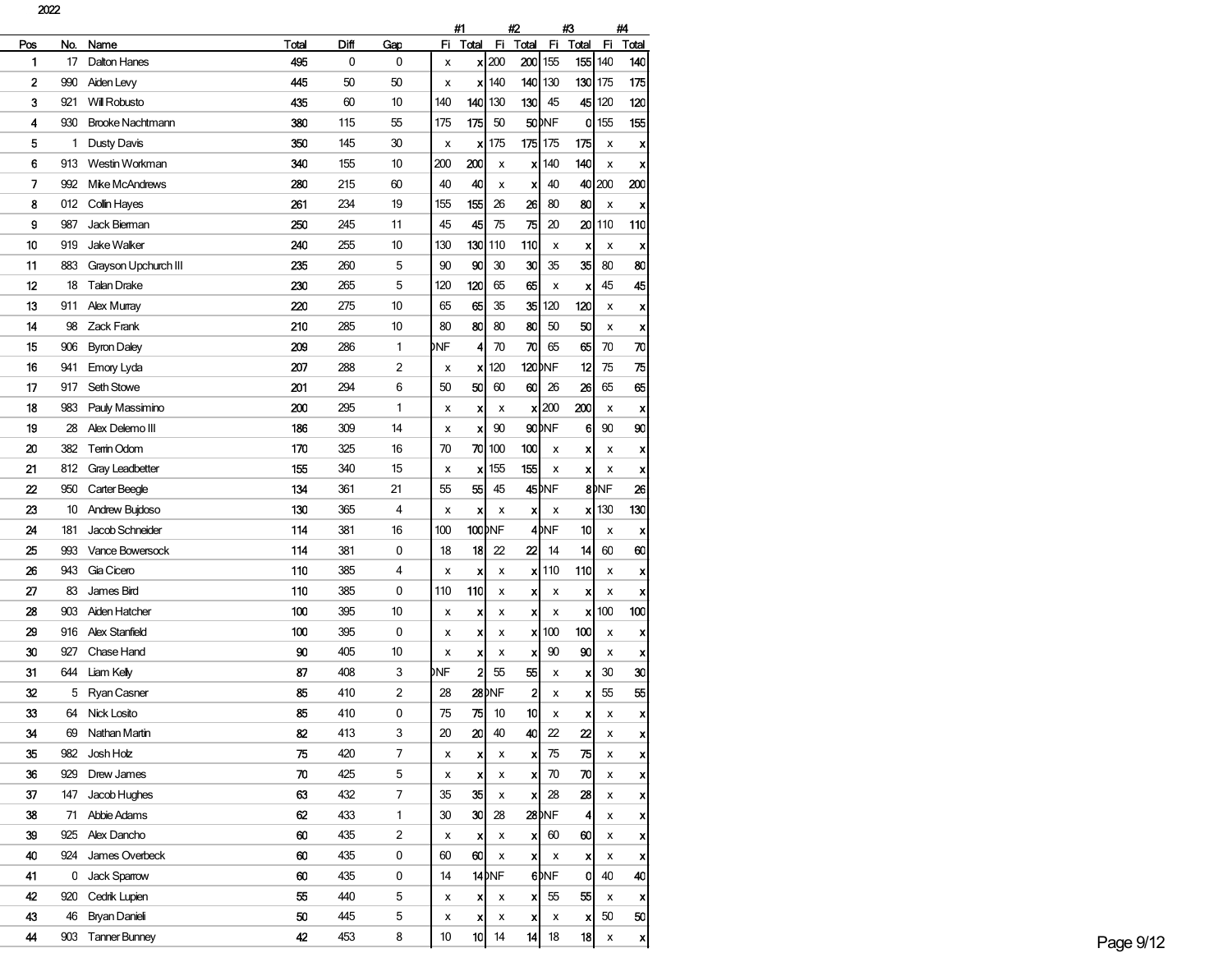2022

| Pos | No. | Name | Total | Diff | Gap | #1 Fi | #1 Total | #2 Fi | #2 Total | #3 Fi | #3 Total | #4 Fi | #4 Total |
|---|---|---|---|---|---|---|---|---|---|---|---|---|---|
| 1 | 17 | Dalton Hanes | 495 | 0 | 0 | x | x | 200 | 200 | 155 | 155 | 140 | 140 |
| 2 | 990 | Aiden Levy | 445 | 50 | 50 | x | x | 140 | 140 | 130 | 130 | 175 | 175 |
| 3 | 921 | Will Robusto | 435 | 60 | 10 | 140 | 140 | 130 | 130 | 45 | 45 | 120 | 120 |
| 4 | 930 | Brooke Nachtmann | 380 | 115 | 55 | 175 | 175 | 50 | 50 | DNF | 0 | 155 | 155 |
| 5 | 1 | Dusty Davis | 350 | 145 | 30 | x | x | 175 | 175 | 175 | 175 | x | x |
| 6 | 913 | Westin Workman | 340 | 155 | 10 | 200 | 200 | x | x | 140 | 140 | x | x |
| 7 | 992 | Mike McAndrews | 280 | 215 | 60 | 40 | 40 | x | x | 40 | 40 | 200 | 200 |
| 8 | 012 | Collin Hayes | 261 | 234 | 19 | 155 | 155 | 26 | 26 | 80 | 80 | x | x |
| 9 | 987 | Jack Bierman | 250 | 245 | 11 | 45 | 45 | 75 | 75 | 20 | 20 | 110 | 110 |
| 10 | 919 | Jake Walker | 240 | 255 | 10 | 130 | 130 | 110 | 110 | x | x | x | x |
| 11 | 883 | Grayson Upchurch III | 235 | 260 | 5 | 90 | 90 | 30 | 30 | 35 | 35 | 80 | 80 |
| 12 | 18 | Talan Drake | 230 | 265 | 5 | 120 | 120 | 65 | 65 | x | x | 45 | 45 |
| 13 | 911 | Alex Murray | 220 | 275 | 10 | 65 | 65 | 35 | 35 | 120 | 120 | x | x |
| 14 | 98 | Zack Frank | 210 | 285 | 10 | 80 | 80 | 80 | 80 | 50 | 50 | x | x |
| 15 | 906 | Byron Daley | 209 | 286 | 1 | DNF | 4 | 70 | 70 | 65 | 65 | 70 | 70 |
| 16 | 941 | Emory Lyda | 207 | 288 | 2 | x | x | 120 | 120 | DNF | 12 | 75 | 75 |
| 17 | 917 | Seth Stowe | 201 | 294 | 6 | 50 | 50 | 60 | 60 | 26 | 26 | 65 | 65 |
| 18 | 983 | Pauly Massimino | 200 | 295 | 1 | x | x | x | x | 200 | 200 | x | x |
| 19 | 28 | Alex Delemo III | 186 | 309 | 14 | x | x | 90 | 90 | DNF | 6 | 90 | 90 |
| 20 | 382 | Terrin Odom | 170 | 325 | 16 | 70 | 70 | 100 | 100 | x | x | x | x |
| 21 | 812 | Gray Leadbetter | 155 | 340 | 15 | x | x | 155 | 155 | x | x | x | x |
| 22 | 950 | Carter Beegle | 134 | 361 | 21 | 55 | 55 | 45 | 45 | DNF | 8 | DNF | 26 |
| 23 | 10 | Andrew Bujdoso | 130 | 365 | 4 | x | x | x | x | x | x | 130 | 130 |
| 24 | 181 | Jacob Schneider | 114 | 381 | 16 | 100 | 100 | DNF | 4 | DNF | 10 | x | x |
| 25 | 993 | Vance Bowersock | 114 | 381 | 0 | 18 | 18 | 22 | 22 | 14 | 14 | 60 | 60 |
| 26 | 943 | Gia Cicero | 110 | 385 | 4 | x | x | x | x | 110 | 110 | x | x |
| 27 | 83 | James Bird | 110 | 385 | 0 | 110 | 110 | x | x | x | x | x | x |
| 28 | 903 | Aiden Hatcher | 100 | 395 | 10 | x | x | x | x | x | x | 100 | 100 |
| 29 | 916 | Alex Stanfield | 100 | 395 | 0 | x | x | x | x | 100 | 100 | x | x |
| 30 | 927 | Chase Hand | 90 | 405 | 10 | x | x | x | x | 90 | 90 | x | x |
| 31 | 644 | Liam Kelly | 87 | 408 | 3 | DNF | 2 | 55 | 55 | x | x | 30 | 30 |
| 32 | 5 | Ryan Casner | 85 | 410 | 2 | 28 | 28 | DNF | 2 | x | x | 55 | 55 |
| 33 | 64 | Nick Losito | 85 | 410 | 0 | 75 | 75 | 10 | 10 | x | x | x | x |
| 34 | 69 | Nathan Martin | 82 | 413 | 3 | 20 | 20 | 40 | 40 | 22 | 22 | x | x |
| 35 | 982 | Josh Holz | 75 | 420 | 7 | x | x | x | x | 75 | 75 | x | x |
| 36 | 929 | Drew James | 70 | 425 | 5 | x | x | x | x | 70 | 70 | x | x |
| 37 | 147 | Jacob Hughes | 63 | 432 | 7 | 35 | 35 | x | x | 28 | 28 | x | x |
| 38 | 71 | Abbie Adams | 62 | 433 | 1 | 30 | 30 | 28 | 28 | DNF | 4 | x | x |
| 39 | 925 | Alex Dancho | 60 | 435 | 2 | x | x | x | x | 60 | 60 | x | x |
| 40 | 924 | James Overbeck | 60 | 435 | 0 | 60 | 60 | x | x | x | x | x | x |
| 41 | 0 | Jack Sparrow | 60 | 435 | 0 | 14 | 14 | DNF | 6 | DNF | 0 | 40 | 40 |
| 42 | 920 | Cedrik Lupien | 55 | 440 | 5 | x | x | x | x | 55 | 55 | x | x |
| 43 | 46 | Bryan Danieli | 50 | 445 | 5 | x | x | x | x | x | x | 50 | 50 |
| 44 | 903 | Tanner Bunney | 42 | 453 | 8 | 10 | 10 | 14 | 14 | 18 | 18 | x | x |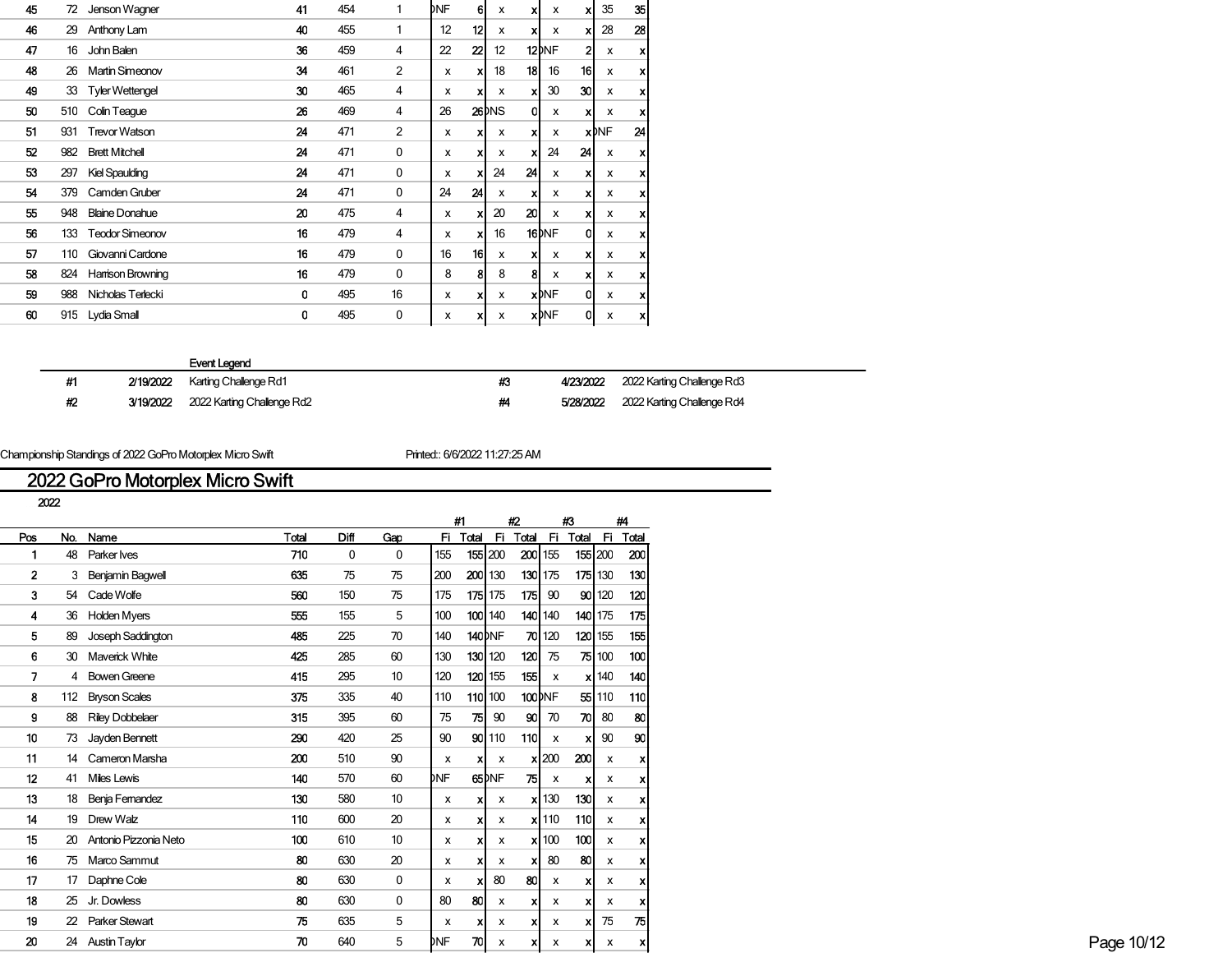| Pos | No. | Name | Total | Diff | Gap | #1 Fi | #1 Total | #2 Fi | #2 Total | #3 Fi | #3 Total | #4 Fi | #4 Total |
|---|---|---|---|---|---|---|---|---|---|---|---|---|---|
| 45 | 72 | Jenson Wagner | 41 | 454 | 1 | DNF | 6 | x | x | x | x | 35 | 35 |
| 46 | 29 | Anthony Lam | 40 | 455 | 1 | 12 | 12 | x | x | x | x | 28 | 28 |
| 47 | 16 | John Balen | 36 | 459 | 4 | 22 | 22 | 12 | 12 | DNF | 2 | x | x |
| 48 | 26 | Martin Simeonov | 34 | 461 | 2 | x | x | 18 | 18 | 16 | 16 | x | x |
| 49 | 33 | Tyler Wettengel | 30 | 465 | 4 | x | x | x | x | 30 | 30 | x | x |
| 50 | 510 | Colin Teague | 26 | 469 | 4 | 26 | 26 | DNS | 0 | x | x | x | x |
| 51 | 931 | Trevor Watson | 24 | 471 | 2 | x | x | x | x | x | x | DNF | 24 |
| 52 | 982 | Brett Mitchell | 24 | 471 | 0 | x | x | x | x | 24 | 24 | x | x |
| 53 | 297 | Kiel Spaulding | 24 | 471 | 0 | x | x | 24 | 24 | x | x | x | x |
| 54 | 379 | Camden Gruber | 24 | 471 | 0 | 24 | 24 | x | x | x | x | x | x |
| 55 | 948 | Blaine Donahue | 20 | 475 | 4 | x | x | 20 | 20 | x | x | x | x |
| 56 | 133 | Teodor Simeonov | 16 | 479 | 4 | x | x | 16 | 16 | DNF | 0 | x | x |
| 57 | 110 | Giovanni Cardone | 16 | 479 | 0 | 16 | 16 | x | x | x | x | x | x |
| 58 | 824 | Harrison Browning | 16 | 479 | 0 | 8 | 8 | 8 | 8 | x | x | x | x |
| 59 | 988 | Nicholas Terlecki | 0 | 495 | 16 | x | x | x | x | DNF | 0 | x | x |
| 60 | 915 | Lydia Small | 0 | 495 | 0 | x | x | x | x | DNF | 0 | x | x |

**Event Legend**

| # | Date | Event | # | Date | Event |
|---|---|---|---|---|---|
| #1 | 2/19/2022 | Karting Challenge Rd1 | #3 | 4/23/2022 | 2022 Karting Challenge Rd3 |
| #2 | 3/19/2022 | 2022 Karting Challenge Rd2 | #4 | 5/28/2022 | 2022 Karting Challenge Rd4 |

Championship Standings of 2022 GoPro Motorplex Micro Swift    Printed:: 6/6/2022 11:27:25 AM

# 2022 GoPro Motorplex Micro Swift

2022

| Pos | No. | Name | Total | Diff | Gap | #1 Fi | #1 Total | #2 Fi | #2 Total | #3 Fi | #3 Total | #4 Fi | #4 Total |
|---|---|---|---|---|---|---|---|---|---|---|---|---|---|
| 1 | 48 | Parker Ives | 710 | 0 | 0 | 155 | 155 | 200 | 200 | 155 | 155 | 200 | 200 |
| 2 | 3 | Benjamin Bagwell | 635 | 75 | 75 | 200 | 200 | 130 | 130 | 175 | 175 | 130 | 130 |
| 3 | 54 | Cade Wolfe | 560 | 150 | 75 | 175 | 175 | 175 | 175 | 90 | 90 | 120 | 120 |
| 4 | 36 | Holden Myers | 555 | 155 | 5 | 100 | 100 | 140 | 140 | 140 | 140 | 175 | 175 |
| 5 | 89 | Joseph Saddington | 485 | 225 | 70 | 140 | 140 | DNF | 70 | 120 | 120 | 155 | 155 |
| 6 | 30 | Maverick White | 425 | 285 | 60 | 130 | 130 | 120 | 120 | 75 | 75 | 100 | 100 |
| 7 | 4 | Bowen Greene | 415 | 295 | 10 | 120 | 120 | 155 | 155 | x | x | 140 | 140 |
| 8 | 112 | Bryson Scales | 375 | 335 | 40 | 110 | 110 | 100 | 100 | DNF | 55 | 110 | 110 |
| 9 | 88 | Riley Dobbelaer | 315 | 395 | 60 | 75 | 75 | 90 | 90 | 70 | 70 | 80 | 80 |
| 10 | 73 | Jayden Bennett | 290 | 420 | 25 | 90 | 90 | 110 | 110 | x | x | 90 | 90 |
| 11 | 14 | Cameron Marsha | 200 | 510 | 90 | x | x | x | x | 200 | 200 | x | x |
| 12 | 41 | Miles Lewis | 140 | 570 | 60 | DNF | 65 | DNF | 75 | x | x | x | x |
| 13 | 18 | Benja Fernandez | 130 | 580 | 10 | x | x | x | x | 130 | 130 | x | x |
| 14 | 19 | Drew Walz | 110 | 600 | 20 | x | x | x | x | 110 | 110 | x | x |
| 15 | 20 | Antonio Pizzonia Neto | 100 | 610 | 10 | x | x | x | x | 100 | 100 | x | x |
| 16 | 75 | Marco Sammut | 80 | 630 | 20 | x | x | x | x | 80 | 80 | x | x |
| 17 | 17 | Daphne Cole | 80 | 630 | 0 | x | x | 80 | 80 | x | x | x | x |
| 18 | 25 | Jr. Dowless | 80 | 630 | 0 | 80 | 80 | x | x | x | x | x | x |
| 19 | 22 | Parker Stewart | 75 | 635 | 5 | x | x | x | x | x | x | 75 | 75 |
| 20 | 24 | Austin Taylor | 70 | 640 | 5 | DNF | 70 | x | x | x | x | x | x |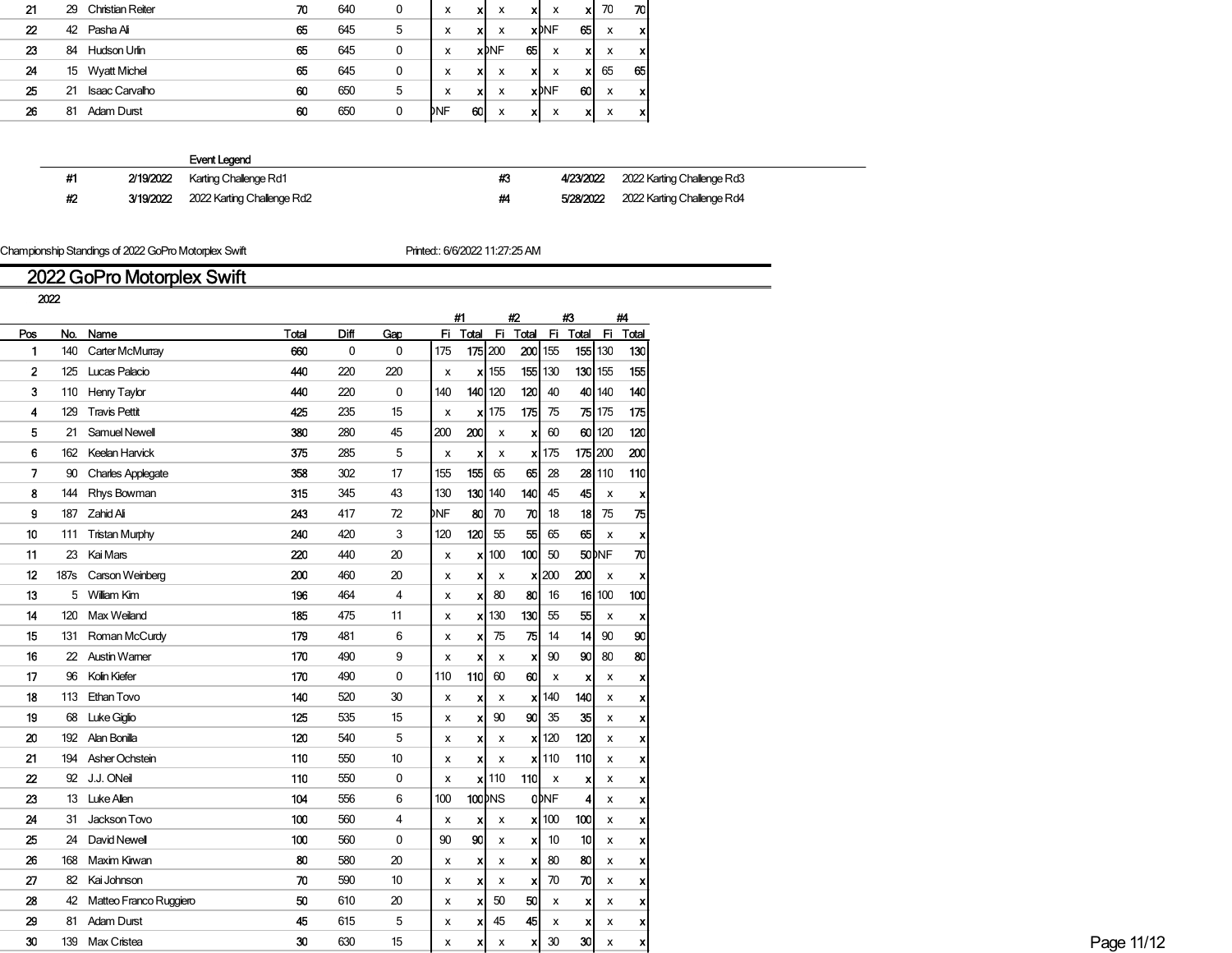| Pos | No. | Name | Total | Diff | Gap | #1 Fi | #1 Total | #2 Fi | #2 Total | #3 Fi | #3 Total | #4 Fi | #4 Total |
|---|---|---|---|---|---|---|---|---|---|---|---|---|---|
| 21 | 29 | Christian Reiter | 70 | 640 | 0 | x | x | x | x | x | x | 70 | 70 |
| 22 | 42 | Pasha Ali | 65 | 645 | 5 | x | x | x | x | DNF | 65 | x | x |
| 23 | 84 | Hudson Urlin | 65 | 645 | 0 | x | x | DNF | 65 | x | x | x | x |
| 24 | 15 | Wyatt Michel | 65 | 645 | 0 | x | x | x | x | x | x | 65 | 65 |
| 25 | 21 | Isaac Carvalho | 60 | 650 | 5 | x | x | x | x | DNF | 60 | x | x |
| 26 | 81 | Adam Durst | 60 | 650 | 0 | DNF | 60 | x | x | x | x | x | x |

Event Legend

| | | | | | |
|---|---|---|---|---|---|
| #1 | 2/19/2022 | Karting Challenge Rd1 | #3 | 4/23/2022 | 2022 Karting Challenge Rd3 |
| #2 | 3/19/2022 | 2022 Karting Challenge Rd2 | #4 | 5/28/2022 | 2022 Karting Challenge Rd4 |

Championship Standings of 2022 GoPro Motorplex Swift Printed:: 6/6/2022 11:27:25 AM

# 2022 GoPro Motorplex Swift

2022

| Pos | No. | Name | Total | Diff | Gap | #1 Fi | #1 Total | #2 Fi | #2 Total | #3 Fi | #3 Total | #4 Fi | #4 Total |
|---|---|---|---|---|---|---|---|---|---|---|---|---|---|
| 1 | 140 | Carter McMurray | 660 | 0 | 0 | 175 | 175 | 200 | 200 | 155 | 155 | 130 | 130 |
| 2 | 125 | Lucas Palacio | 440 | 220 | 220 | x | x | 155 | 155 | 130 | 130 | 155 | 155 |
| 3 | 110 | Henry Taylor | 440 | 220 | 0 | 140 | 140 | 120 | 120 | 40 | 40 | 140 | 140 |
| 4 | 129 | Travis Pettit | 425 | 235 | 15 | x | x | 175 | 175 | 75 | 75 | 175 | 175 |
| 5 | 21 | Samuel Newell | 380 | 280 | 45 | 200 | 200 | x | x | 60 | 60 | 120 | 120 |
| 6 | 162 | Keelan Harvick | 375 | 285 | 5 | x | x | x | x | 175 | 175 | 200 | 200 |
| 7 | 90 | Charles Applegate | 358 | 302 | 17 | 155 | 155 | 65 | 65 | 28 | 28 | 110 | 110 |
| 8 | 144 | Rhys Bowman | 315 | 345 | 43 | 130 | 130 | 140 | 140 | 45 | 45 | x | x |
| 9 | 187 | Zahid Ali | 243 | 417 | 72 | DNF | 80 | 70 | 70 | 18 | 18 | 75 | 75 |
| 10 | 111 | Tristan Murphy | 240 | 420 | 3 | 120 | 120 | 55 | 55 | 65 | 65 | x | x |
| 11 | 23 | Kai Mars | 220 | 440 | 20 | x | x | 100 | 100 | 50 | 50 | DNF | 70 |
| 12 | 187s | Carson Weinberg | 200 | 460 | 20 | x | x | x | x | 200 | 200 | x | x |
| 13 | 5 | William Kim | 196 | 464 | 4 | x | x | 80 | 80 | 16 | 16 | 100 | 100 |
| 14 | 120 | Max Weiland | 185 | 475 | 11 | x | x | 130 | 130 | 55 | 55 | x | x |
| 15 | 131 | Roman McCurdy | 179 | 481 | 6 | x | x | 75 | 75 | 14 | 14 | 90 | 90 |
| 16 | 22 | Austin Warner | 170 | 490 | 9 | x | x | x | x | 90 | 90 | 80 | 80 |
| 17 | 96 | Kolin Kiefer | 170 | 490 | 0 | 110 | 110 | 60 | 60 | x | x | x | x |
| 18 | 113 | Ethan Tovo | 140 | 520 | 30 | x | x | x | x | 140 | 140 | x | x |
| 19 | 68 | Luke Giglio | 125 | 535 | 15 | x | x | 90 | 90 | 35 | 35 | x | x |
| 20 | 192 | Alan Bonilla | 120 | 540 | 5 | x | x | x | x | 120 | 120 | x | x |
| 21 | 194 | Asher Ochstein | 110 | 550 | 10 | x | x | x | x | 110 | 110 | x | x |
| 22 | 92 | J.J. ONeil | 110 | 550 | 0 | x | x | 110 | 110 | x | x | x | x |
| 23 | 13 | Luke Allen | 104 | 556 | 6 | 100 | 100 | DNS | 0 | DNF | 4 | x | x |
| 24 | 31 | Jackson Tovo | 100 | 560 | 4 | x | x | x | x | 100 | 100 | x | x |
| 25 | 24 | David Newell | 100 | 560 | 0 | 90 | 90 | x | x | 10 | 10 | x | x |
| 26 | 168 | Maxim Kirwan | 80 | 580 | 20 | x | x | x | x | 80 | 80 | x | x |
| 27 | 82 | Kai Johnson | 70 | 590 | 10 | x | x | x | x | 70 | 70 | x | x |
| 28 | 42 | Matteo Franco Ruggiero | 50 | 610 | 20 | x | x | 50 | 50 | x | x | x | x |
| 29 | 81 | Adam Durst | 45 | 615 | 5 | x | x | 45 | 45 | x | x | x | x |
| 30 | 139 | Max Cristea | 30 | 630 | 15 | x | x | x | x | 30 | 30 | x | x |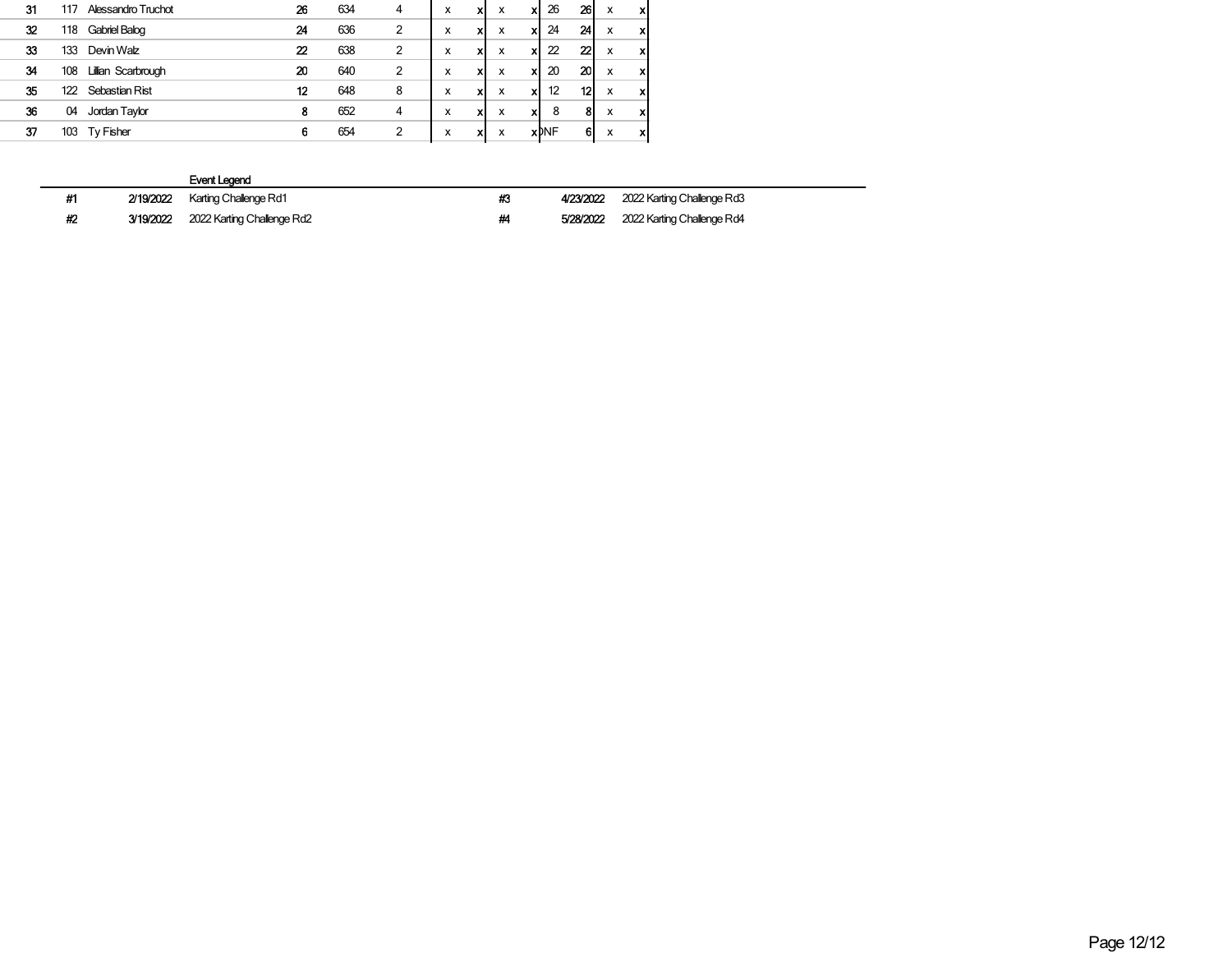| | | | | | | | | | | | | | |
|---|---|---|---|---|---|---|---|---|---|---|---|---|---|
| 31 | 117 | Alessandro Truchot | 26 | 634 | 4 | x | x | x | x | 26 | 26 | x | x |
| 32 | 118 | Gabriel Balog | 24 | 636 | 2 | x | x | x | x | 24 | 24 | x | x |
| 33 | 133 | Devin Walz | 22 | 638 | 2 | x | x | x | x | 22 | 22 | x | x |
| 34 | 108 | Lillian Scarbrough | 20 | 640 | 2 | x | x | x | x | 20 | 20 | x | x |
| 35 | 122 | Sebastian Rist | 12 | 648 | 8 | x | x | x | x | 12 | 12 | x | x |
| 36 | 04 | Jordan Taylor | 8 | 652 | 4 | x | x | x | x | 8 | 8 | x | x |
| 37 | 103 | Ty Fisher | 6 | 654 | 2 | x | x | x | x | DNF | 6 | x | x |

**Event Legend**

| | | | | | |
|---|---|---|---|---|---|
| #1 | 2/19/2022 | Karting Challenge Rd1 | #3 | 4/23/2022 | 2022 Karting Challenge Rd3 |
| #2 | 3/19/2022 | 2022 Karting Challenge Rd2 | #4 | 5/28/2022 | 2022 Karting Challenge Rd4 |